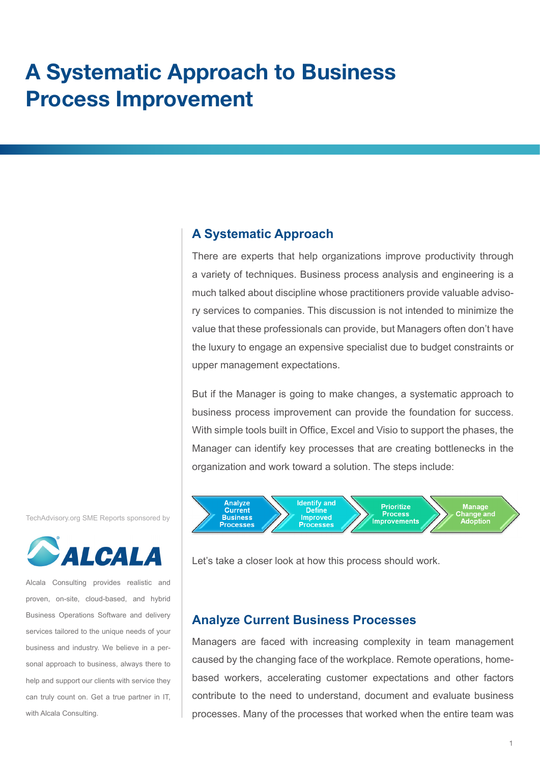# A Systematic Approach to Business Process Improvement

TechAdvisory.org SME Reports sponsored by

ALCALA

Alcala Consulting provides realistic and proven, on-site, cloud-based, and hybrid Business Operations Software and delivery services tailored to the unique needs of your business and industry. We believe in a personal approach to business, always there to help and support our clients with service they can truly count on. Get a true partner in IT, with Alcala Consulting.

## A Systematic Approach

There are experts that help organizations improve productivity through a variety of techniques. Business process analysis and engineering is a much talked about discipline whose practitioners provide valuable advisory services to companies. This discussion is not intended to minimize the value that these professionals can provide, but Managers often don't have the luxury to engage an expensive specialist due to budget constraints or upper management expectations.

But if the Manager is going to make changes, a systematic approach to business process improvement can provide the foundation for success. With simple tools built in Office, Excel and Visio to support the phases, the Manager can identify key processes that are creating bottlenecks in the organization and work toward a solution. The steps include:

Analyze Current Business Processes → Identify and Define Improved Processes → Prioritize Process Improvements → Manage Change and Adoption

Let's take a closer look at how this process should work.

## Analyze Current Business Processes

Managers are faced with increasing complexity in team management caused by the changing face of the workplace. Remote operations, home-based workers, accelerating customer expectations and other factors contribute to the need to understand, document and evaluate business processes. Many of the processes that worked when the entire team was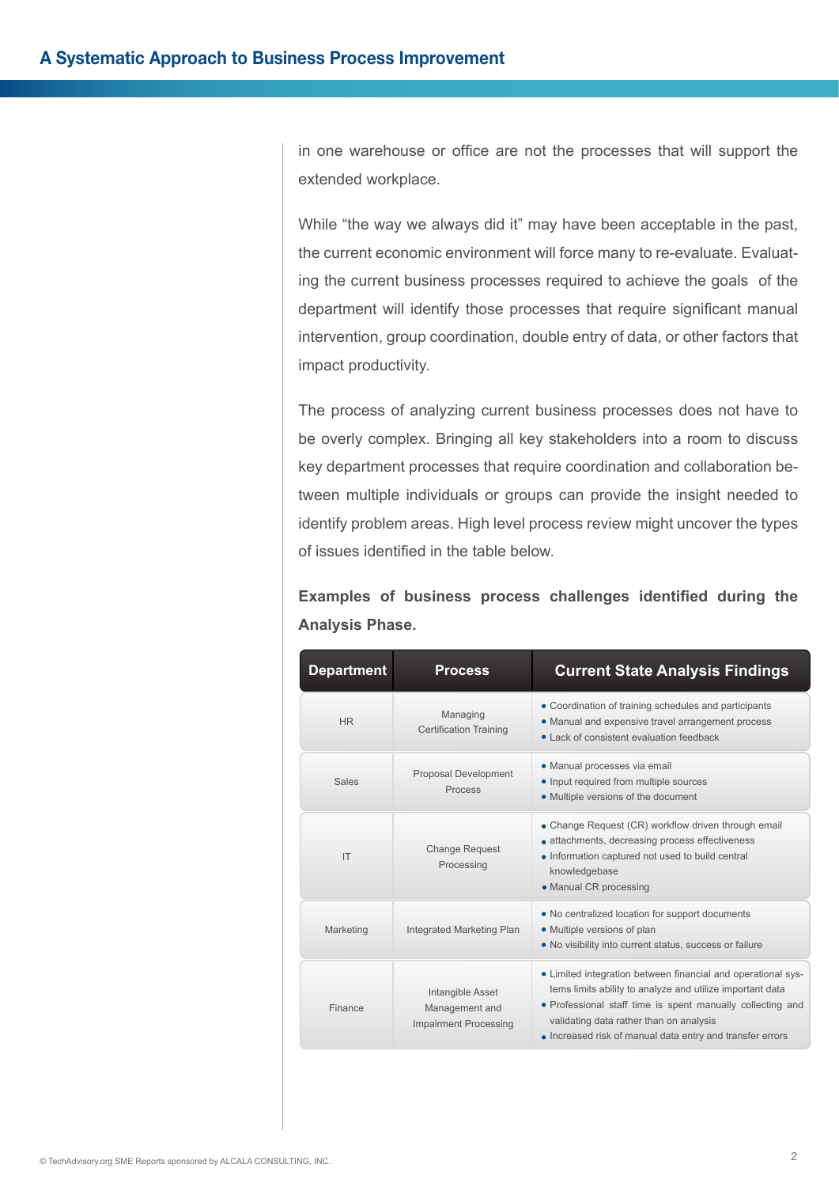in one warehouse or office are not the processes that will support the extended workplace.

While "the way we always did it" may have been acceptable in the past, the current economic environment will force many to re-evaluate. Evaluating the current business processes required to achieve the goals of the department will identify those processes that require significant manual intervention, group coordination, double entry of data, or other factors that impact productivity.

The process of analyzing current business processes does not have to be overly complex. Bringing all key stakeholders into a room to discuss key department processes that require coordination and collaboration between multiple individuals or groups can provide the insight needed to identify problem areas. High level process review might uncover the types of issues identified in the table below.

**Examples of business process challenges identified during the Analysis Phase.**

| Department | Process | Current State Analysis Findings |
|---|---|---|
| HR | Managing Certification Training | • Coordination of training schedules and participants<br>• Manual and expensive travel arrangement process<br>• Lack of consistent evaluation feedback |
| Sales | Proposal Development Process | • Manual processes via email<br>• Input required from multiple sources<br>• Multiple versions of the document |
| IT | Change Request Processing | • Change Request (CR) workflow driven through email<br>• attachments, decreasing process effectiveness<br>• Information captured not used to build central knowledgebase<br>• Manual CR processing |
| Marketing | Integrated Marketing Plan | • No centralized location for support documents<br>• Multiple versions of plan<br>• No visibility into current status, success or failure |
| Finance | Intangible Asset Management and Impairment Processing | • Limited integration between financial and operational systems limits ability to analyze and utilize important data<br>• Professional staff time is spent manually collecting and validating data rather than on analysis<br>• Increased risk of manual data entry and transfer errors |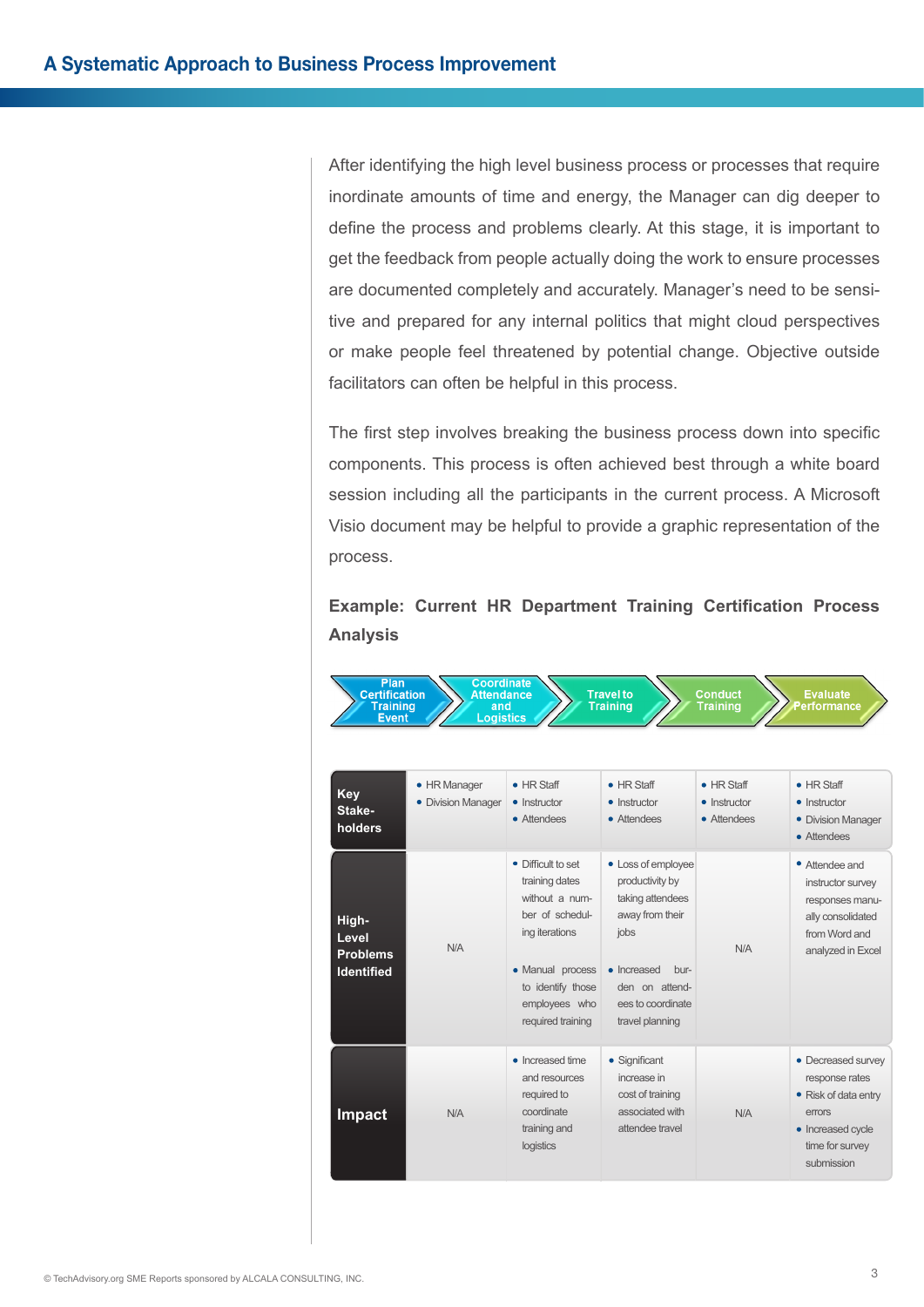After identifying the high level business process or processes that require inordinate amounts of time and energy, the Manager can dig deeper to define the process and problems clearly. At this stage, it is important to get the feedback from people actually doing the work to ensure processes are documented completely and accurately. Manager's need to be sensitive and prepared for any internal politics that might cloud perspectives or make people feel threatened by potential change. Objective outside facilitators can often be helpful in this process.

The first step involves breaking the business process down into specific components. This process is often achieved best through a white board session including all the participants in the current process. A Microsoft Visio document may be helpful to provide a graphic representation of the process.

**Example: Current HR Department Training Certification Process Analysis**

| | Plan Certification Training Event | Coordinate Attendance and Logistics | Travel to Training | Conduct Training | Evaluate Performance |
|---|---|---|---|---|---|
| **Key Stake-holders** | • HR Manager<br>• Division Manager | • HR Staff<br>• Instructor<br>• Attendees | • HR Staff<br>• Instructor<br>• Attendees | • HR Staff<br>• Instructor<br>• Attendees | • HR Staff<br>• Instructor<br>• Division Manager<br>• Attendees |
| **High-Level Problems Identified** | N/A | • Difficult to set training dates without a number of scheduling iterations<br>• Manual process to identify those employees who required training | • Loss of employee productivity by taking attendees away from their jobs<br>• Increased burden on attendees to coordinate travel planning | N/A | • Attendee and instructor survey responses manually consolidated from Word and analyzed in Excel |
| **Impact** | N/A | • Increased time and resources required to coordinate training and logistics | • Significant increase in cost of training associated with attendee travel | N/A | • Decreased survey response rates<br>• Risk of data entry errors<br>• Increased cycle time for survey submission |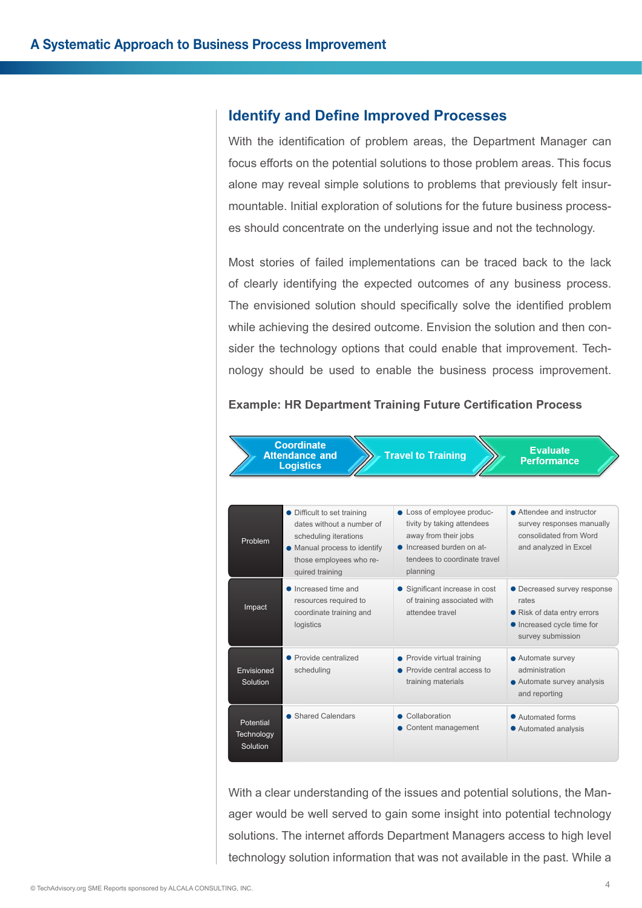## Identify and Define Improved Processes

With the identification of problem areas, the Department Manager can focus efforts on the potential solutions to those problem areas. This focus alone may reveal simple solutions to problems that previously felt insurmountable. Initial exploration of solutions for the future business processes should concentrate on the underlying issue and not the technology.

Most stories of failed implementations can be traced back to the lack of clearly identifying the expected outcomes of any business process. The envisioned solution should specifically solve the identified problem while achieving the desired outcome. Envision the solution and then consider the technology options that could enable that improvement. Technology should be used to enable the business process improvement.

**Example: HR Department Training Future Certification Process**

| | Coordinate Attendance and Logistics | Travel to Training | Evaluate Performance |
|---|---|---|---|
| Problem | • Difficult to set training dates without a number of scheduling iterations<br>• Manual process to identify those employees who required training | • Loss of employee productivity by taking attendees away from their jobs<br>• Increased burden on attendees to coordinate travel planning | • Attendee and instructor survey responses manually consolidated from Word and analyzed in Excel |
| Impact | • Increased time and resources required to coordinate training and logistics | • Significant increase in cost of training associated with attendee travel | • Decreased survey response rates<br>• Risk of data entry errors<br>• Increased cycle time for survey submission |
| Envisioned Solution | • Provide centralized scheduling | • Provide virtual training<br>• Provide central access to training materials | • Automate survey administration<br>• Automate survey analysis and reporting |
| Potential Technology Solution | • Shared Calendars | • Collaboration<br>• Content management | • Automated forms<br>• Automated analysis |

With a clear understanding of the issues and potential solutions, the Manager would be well served to gain some insight into potential technology solutions. The internet affords Department Managers access to high level technology solution information that was not available in the past. While a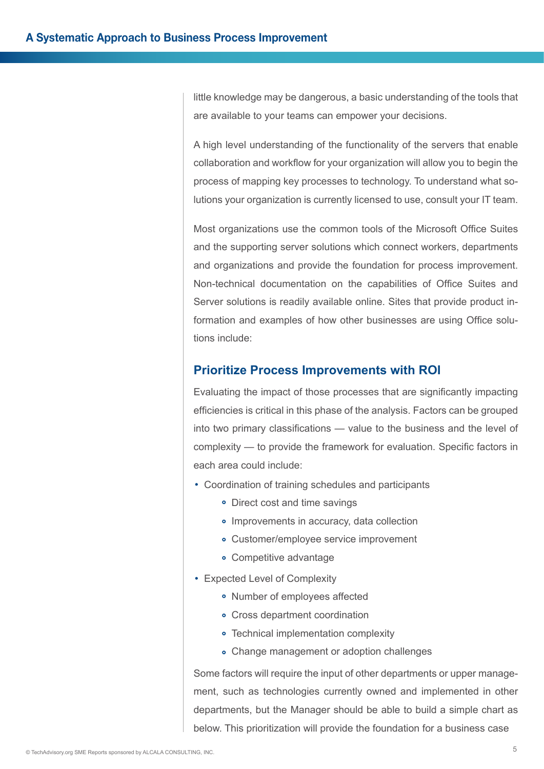little knowledge may be dangerous, a basic understanding of the tools that are available to your teams can empower your decisions.

A high level understanding of the functionality of the servers that enable collaboration and workflow for your organization will allow you to begin the process of mapping key processes to technology. To understand what solutions your organization is currently licensed to use, consult your IT team.

Most organizations use the common tools of the Microsoft Office Suites and the supporting server solutions which connect workers, departments and organizations and provide the foundation for process improvement. Non-technical documentation on the capabilities of Office Suites and Server solutions is readily available online. Sites that provide product information and examples of how other businesses are using Office solutions include:

## Prioritize Process Improvements with ROI

Evaluating the impact of those processes that are significantly impacting efficiencies is critical in this phase of the analysis. Factors can be grouped into two primary classifications — value to the business and the level of complexity — to provide the framework for evaluation. Specific factors in each area could include:

- Coordination of training schedules and participants
    - Direct cost and time savings
    - Improvements in accuracy, data collection
    - Customer/employee service improvement
    - Competitive advantage
- Expected Level of Complexity
    - Number of employees affected
    - Cross department coordination
    - Technical implementation complexity
    - Change management or adoption challenges

Some factors will require the input of other departments or upper management, such as technologies currently owned and implemented in other departments, but the Manager should be able to build a simple chart as below. This prioritization will provide the foundation for a business case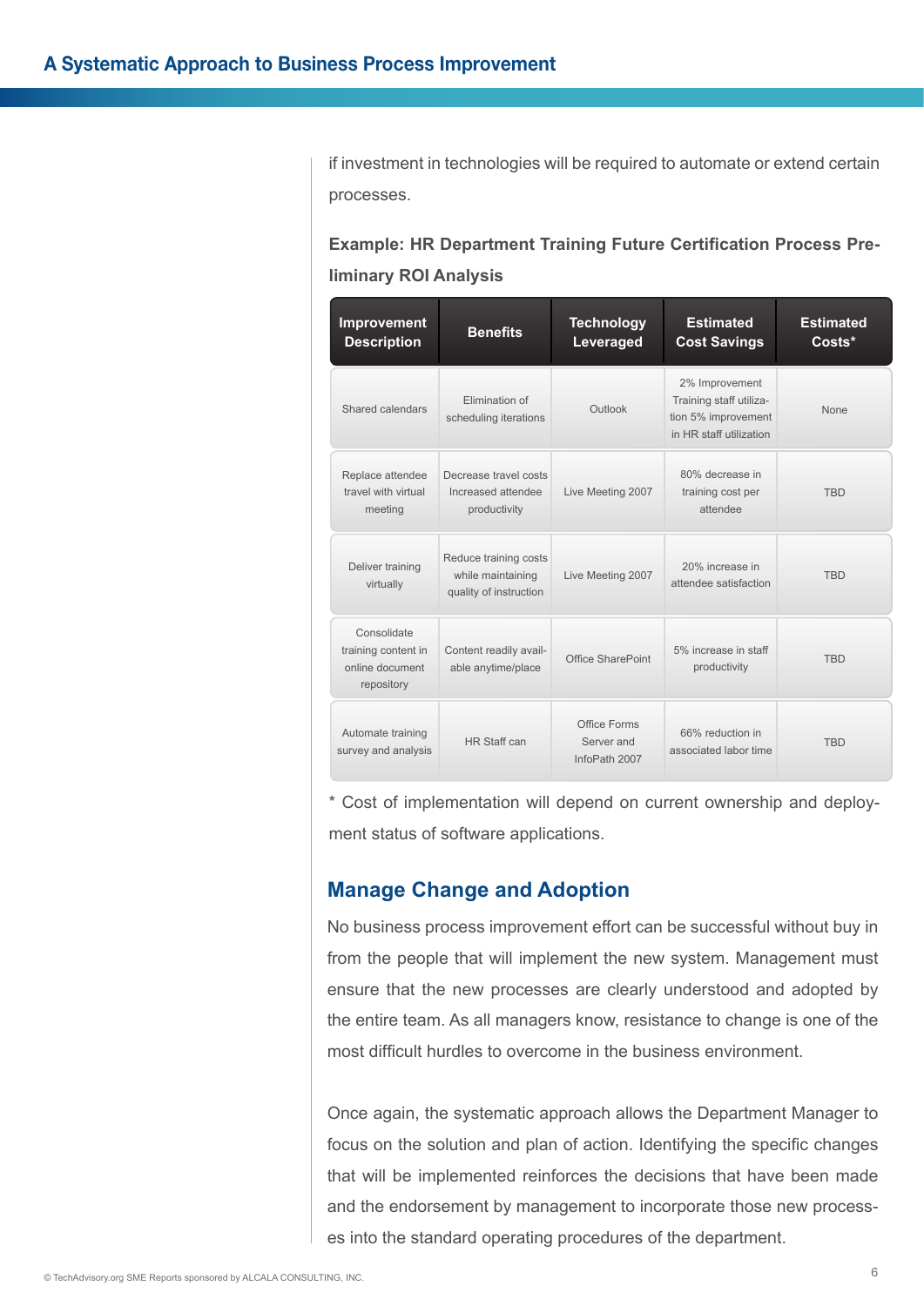if investment in technologies will be required to automate or extend certain processes.

**Example: HR Department Training Future Certification Process Preliminary ROI Analysis**

| Improvement Description | Benefits | Technology Leveraged | Estimated Cost Savings | Estimated Costs* |
|---|---|---|---|---|
| Shared calendars | Elimination of scheduling iterations | Outlook | 2% Improvement Training staff utilization 5% improvement in HR staff utilization | None |
| Replace attendee travel with virtual meeting | Decrease travel costs Increased attendee productivity | Live Meeting 2007 | 80% decrease in training cost per attendee | TBD |
| Deliver training virtually | Reduce training costs while maintaining quality of instruction | Live Meeting 2007 | 20% increase in attendee satisfaction | TBD |
| Consolidate training content in online document repository | Content readily available anytime/place | Office SharePoint | 5% increase in staff productivity | TBD |
| Automate training survey and analysis | HR Staff can | Office Forms Server and InfoPath 2007 | 66% reduction in associated labor time | TBD |

* Cost of implementation will depend on current ownership and deployment status of software applications.

## Manage Change and Adoption

No business process improvement effort can be successful without buy in from the people that will implement the new system. Management must ensure that the new processes are clearly understood and adopted by the entire team. As all managers know, resistance to change is one of the most difficult hurdles to overcome in the business environment.

Once again, the systematic approach allows the Department Manager to focus on the solution and plan of action. Identifying the specific changes that will be implemented reinforces the decisions that have been made and the endorsement by management to incorporate those new processes into the standard operating procedures of the department.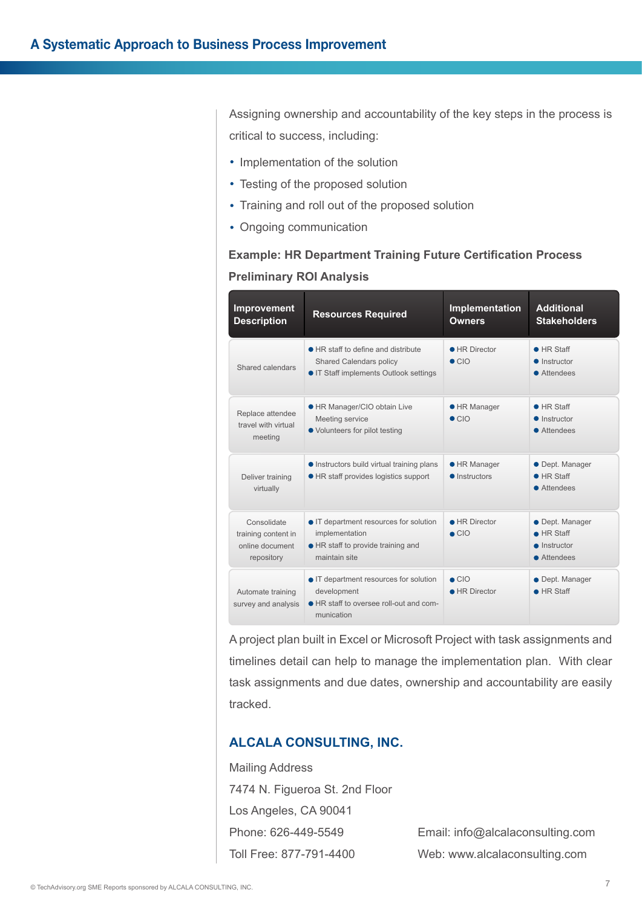Assigning ownership and accountability of the key steps in the process is critical to success, including:

- Implementation of the solution
- Testing of the proposed solution
- Training and roll out of the proposed solution
- Ongoing communication

**Example: HR Department Training Future Certification Process**

**Preliminary ROI Analysis**

| Improvement Description | Resources Required | Implementation Owners | Additional Stakeholders |
|---|---|---|---|
| Shared calendars | • HR staff to define and distribute Shared Calendars policy<br>• IT Staff implements Outlook settings | • HR Director<br>• CIO | • HR Staff<br>• Instructor<br>• Attendees |
| Replace attendee travel with virtual meeting | • HR Manager/CIO obtain Live Meeting service<br>• Volunteers for pilot testing | • HR Manager<br>• CIO | • HR Staff<br>• Instructor<br>• Attendees |
| Deliver training virtually | • Instructors build virtual training plans<br>• HR staff provides logistics support | • HR Manager<br>• Instructors | • Dept. Manager<br>• HR Staff<br>• Attendees |
| Consolidate training content in online document repository | • IT department resources for solution implementation<br>• HR staff to provide training and maintain site | • HR Director<br>• CIO | • Dept. Manager<br>• HR Staff<br>• Instructor<br>• Attendees |
| Automate training survey and analysis | • IT department resources for solution development<br>• HR staff to oversee roll-out and communication | • CIO<br>• HR Director | • Dept. Manager<br>• HR Staff |

A project plan built in Excel or Microsoft Project with task assignments and timelines detail can help to manage the implementation plan. With clear task assignments and due dates, ownership and accountability are easily tracked.

## ALCALA CONSULTING, INC.

Mailing Address
7474 N. Figueroa St. 2nd Floor
Los Angeles, CA 90041
Phone: 626-449-5549
Toll Free: 877-791-4400

Email: info@alcalaconsulting.com
Web: www.alcalaconsulting.com